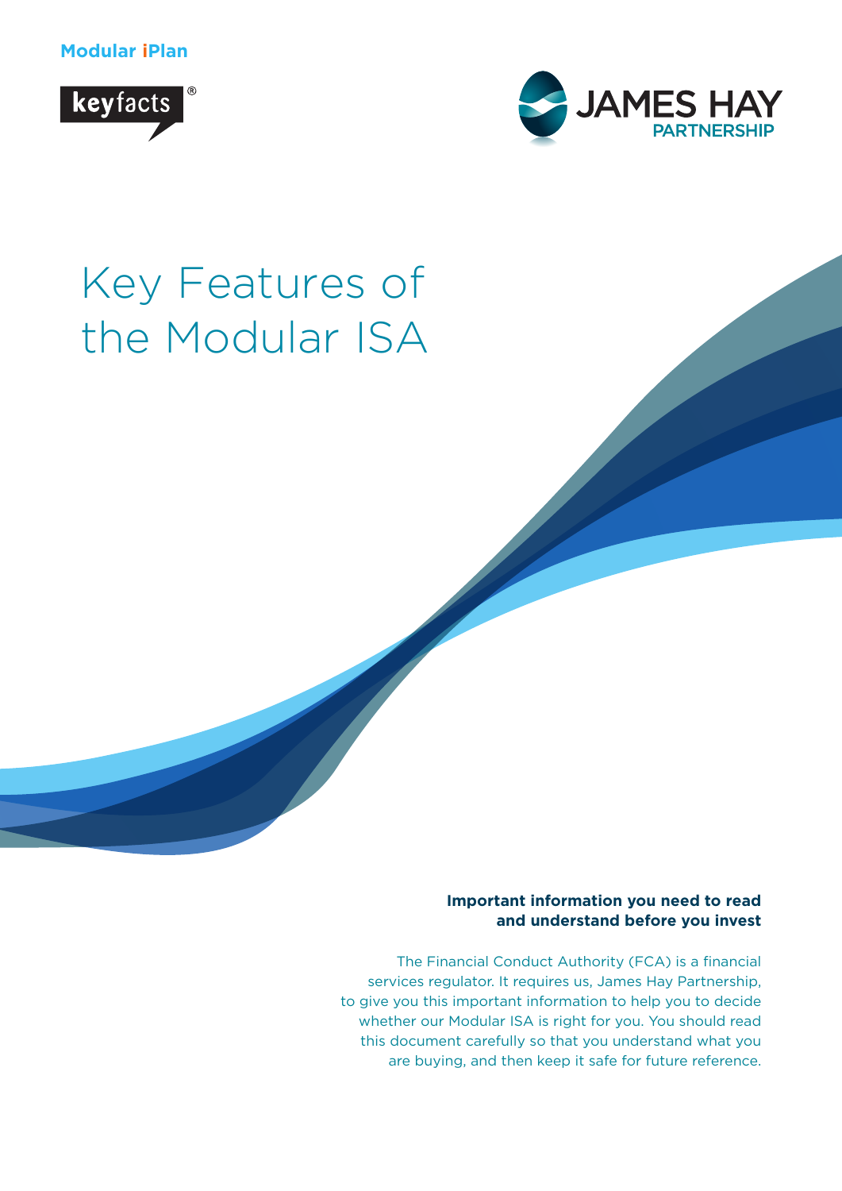**Modular iPlan**

keyfacts®

JAMES HAY PARTNERSHIP

# Key Features of the Modular ISA

**Important information you need to read and understand before you invest**

The Financial Conduct Authority (FCA) is a financial services regulator. It requires us, James Hay Partnership, to give you this important information to help you to decide whether our Modular ISA is right for you. You should read this document carefully so that you understand what you are buying, and then keep it safe for future reference.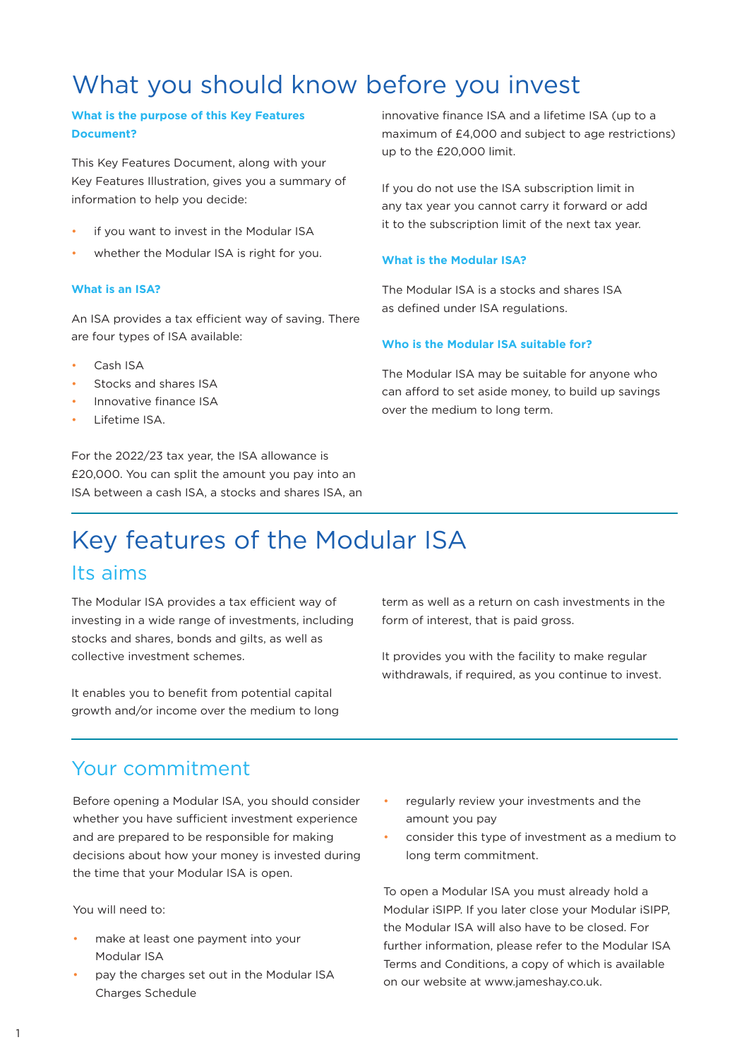# What you should know before you invest

### What is the purpose of this Key Features Document?

This Key Features Document, along with your Key Features Illustration, gives you a summary of information to help you decide:

- if you want to invest in the Modular ISA
- whether the Modular ISA is right for you.

### What is an ISA?

An ISA provides a tax efficient way of saving. There are four types of ISA available:

- Cash ISA
- Stocks and shares ISA
- Innovative finance ISA
- Lifetime ISA.

For the 2022/23 tax year, the ISA allowance is £20,000. You can split the amount you pay into an ISA between a cash ISA, a stocks and shares ISA, an innovative finance ISA and a lifetime ISA (up to a maximum of £4,000 and subject to age restrictions) up to the £20,000 limit.

If you do not use the ISA subscription limit in any tax year you cannot carry it forward or add it to the subscription limit of the next tax year.

### What is the Modular ISA?

The Modular ISA is a stocks and shares ISA as defined under ISA regulations.

### Who is the Modular ISA suitable for?

The Modular ISA may be suitable for anyone who can afford to set aside money, to build up savings over the medium to long term.

# Key features of the Modular ISA

## Its aims

The Modular ISA provides a tax efficient way of investing in a wide range of investments, including stocks and shares, bonds and gilts, as well as collective investment schemes.

It enables you to benefit from potential capital growth and/or income over the medium to long term as well as a return on cash investments in the form of interest, that is paid gross.

It provides you with the facility to make regular withdrawals, if required, as you continue to invest.

## Your commitment

Before opening a Modular ISA, you should consider whether you have sufficient investment experience and are prepared to be responsible for making decisions about how your money is invested during the time that your Modular ISA is open.

You will need to:

- make at least one payment into your Modular ISA
- pay the charges set out in the Modular ISA Charges Schedule
- regularly review your investments and the amount you pay
- consider this type of investment as a medium to long term commitment.

To open a Modular ISA you must already hold a Modular iSIPP. If you later close your Modular iSIPP, the Modular ISA will also have to be closed. For further information, please refer to the Modular ISA Terms and Conditions, a copy of which is available on our website at www.jameshay.co.uk.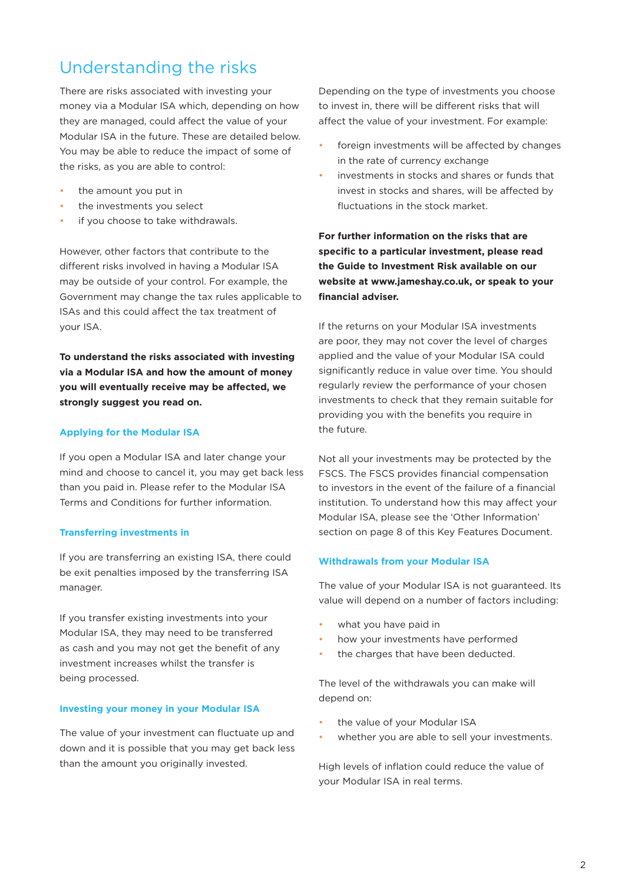# Understanding the risks

There are risks associated with investing your money via a Modular ISA which, depending on how they are managed, could affect the value of your Modular ISA in the future. These are detailed below. You may be able to reduce the impact of some of the risks, as you are able to control:

- the amount you put in
- the investments you select
- if you choose to take withdrawals.

However, other factors that contribute to the different risks involved in having a Modular ISA may be outside of your control. For example, the Government may change the tax rules applicable to ISAs and this could affect the tax treatment of your ISA.

**To understand the risks associated with investing via a Modular ISA and how the amount of money you will eventually receive may be affected, we strongly suggest you read on.**

### Applying for the Modular ISA

If you open a Modular ISA and later change your mind and choose to cancel it, you may get back less than you paid in. Please refer to the Modular ISA Terms and Conditions for further information.

### Transferring investments in

If you are transferring an existing ISA, there could be exit penalties imposed by the transferring ISA manager.

If you transfer existing investments into your Modular ISA, they may need to be transferred as cash and you may not get the benefit of any investment increases whilst the transfer is being processed.

### Investing your money in your Modular ISA

The value of your investment can fluctuate up and down and it is possible that you may get back less than the amount you originally invested.

Depending on the type of investments you choose to invest in, there will be different risks that will affect the value of your investment. For example:

- foreign investments will be affected by changes in the rate of currency exchange
- investments in stocks and shares or funds that invest in stocks and shares, will be affected by fluctuations in the stock market.

**For further information on the risks that are specific to a particular investment, please read the Guide to Investment Risk available on our website at www.jameshay.co.uk, or speak to your financial adviser.**

If the returns on your Modular ISA investments are poor, they may not cover the level of charges applied and the value of your Modular ISA could significantly reduce in value over time. You should regularly review the performance of your chosen investments to check that they remain suitable for providing you with the benefits you require in the future.

Not all your investments may be protected by the FSCS. The FSCS provides financial compensation to investors in the event of the failure of a financial institution. To understand how this may affect your Modular ISA, please see the 'Other Information' section on page 8 of this Key Features Document.

### Withdrawals from your Modular ISA

The value of your Modular ISA is not guaranteed. Its value will depend on a number of factors including:

- what you have paid in
- how your investments have performed
- the charges that have been deducted.

The level of the withdrawals you can make will depend on:

- the value of your Modular ISA
- whether you are able to sell your investments.

High levels of inflation could reduce the value of your Modular ISA in real terms.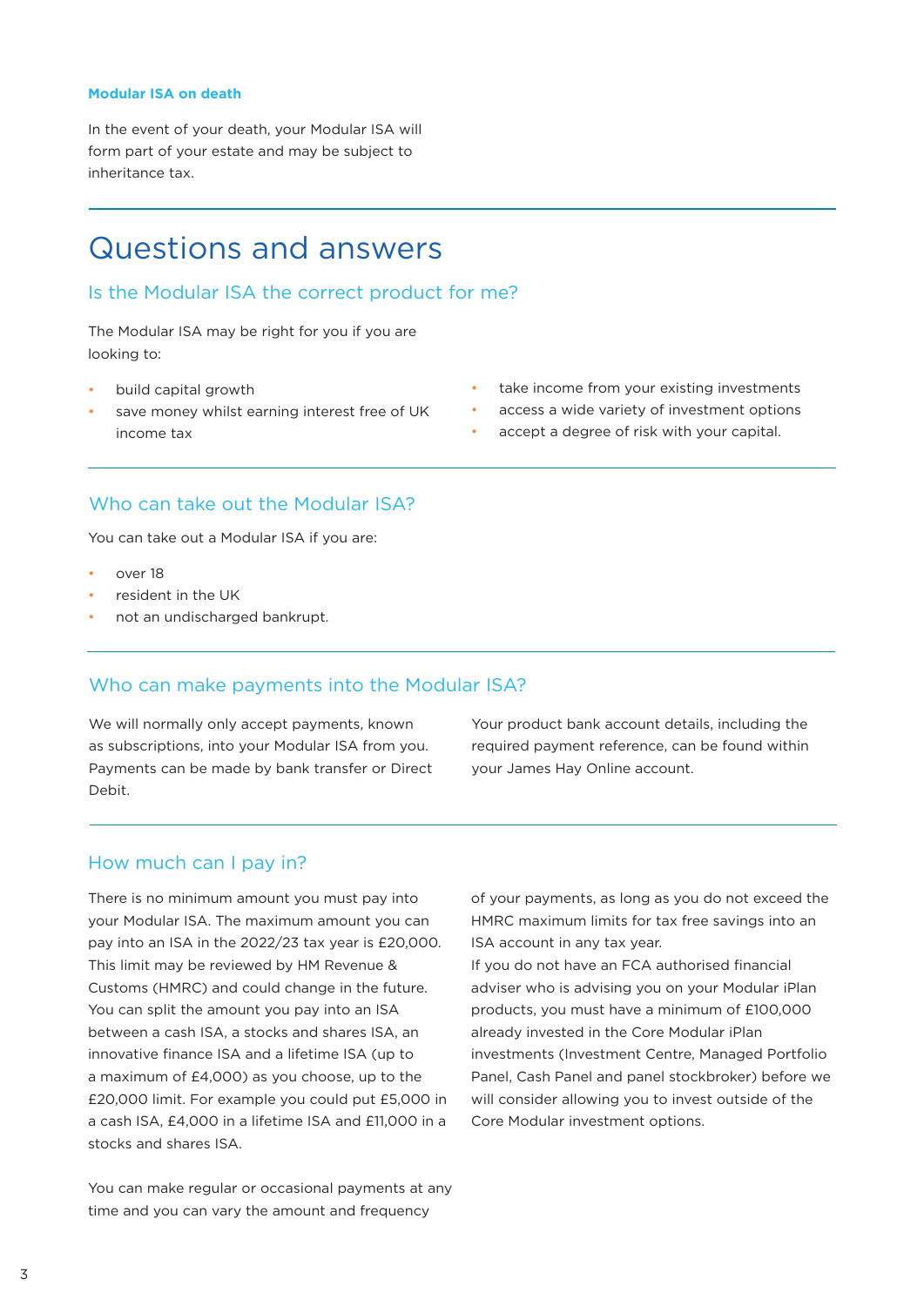### Modular ISA on death

In the event of your death, your Modular ISA will form part of your estate and may be subject to inheritance tax.

# Questions and answers

## Is the Modular ISA the correct product for me?

The Modular ISA may be right for you if you are looking to:

- build capital growth
- save money whilst earning interest free of UK income tax
- take income from your existing investments
- access a wide variety of investment options
- accept a degree of risk with your capital.

## Who can take out the Modular ISA?

You can take out a Modular ISA if you are:

- over 18
- resident in the UK
- not an undischarged bankrupt.

## Who can make payments into the Modular ISA?

We will normally only accept payments, known as subscriptions, into your Modular ISA from you. Payments can be made by bank transfer or Direct Debit.

Your product bank account details, including the required payment reference, can be found within your James Hay Online account.

## How much can I pay in?

There is no minimum amount you must pay into your Modular ISA. The maximum amount you can pay into an ISA in the 2022/23 tax year is £20,000. This limit may be reviewed by HM Revenue & Customs (HMRC) and could change in the future. You can split the amount you pay into an ISA between a cash ISA, a stocks and shares ISA, an innovative finance ISA and a lifetime ISA (up to a maximum of £4,000) as you choose, up to the £20,000 limit. For example you could put £5,000 in a cash ISA, £4,000 in a lifetime ISA and £11,000 in a stocks and shares ISA.

You can make regular or occasional payments at any time and you can vary the amount and frequency of your payments, as long as you do not exceed the HMRC maximum limits for tax free savings into an ISA account in any tax year.

If you do not have an FCA authorised financial adviser who is advising you on your Modular iPlan products, you must have a minimum of £100,000 already invested in the Core Modular iPlan investments (Investment Centre, Managed Portfolio Panel, Cash Panel and panel stockbroker) before we will consider allowing you to invest outside of the Core Modular investment options.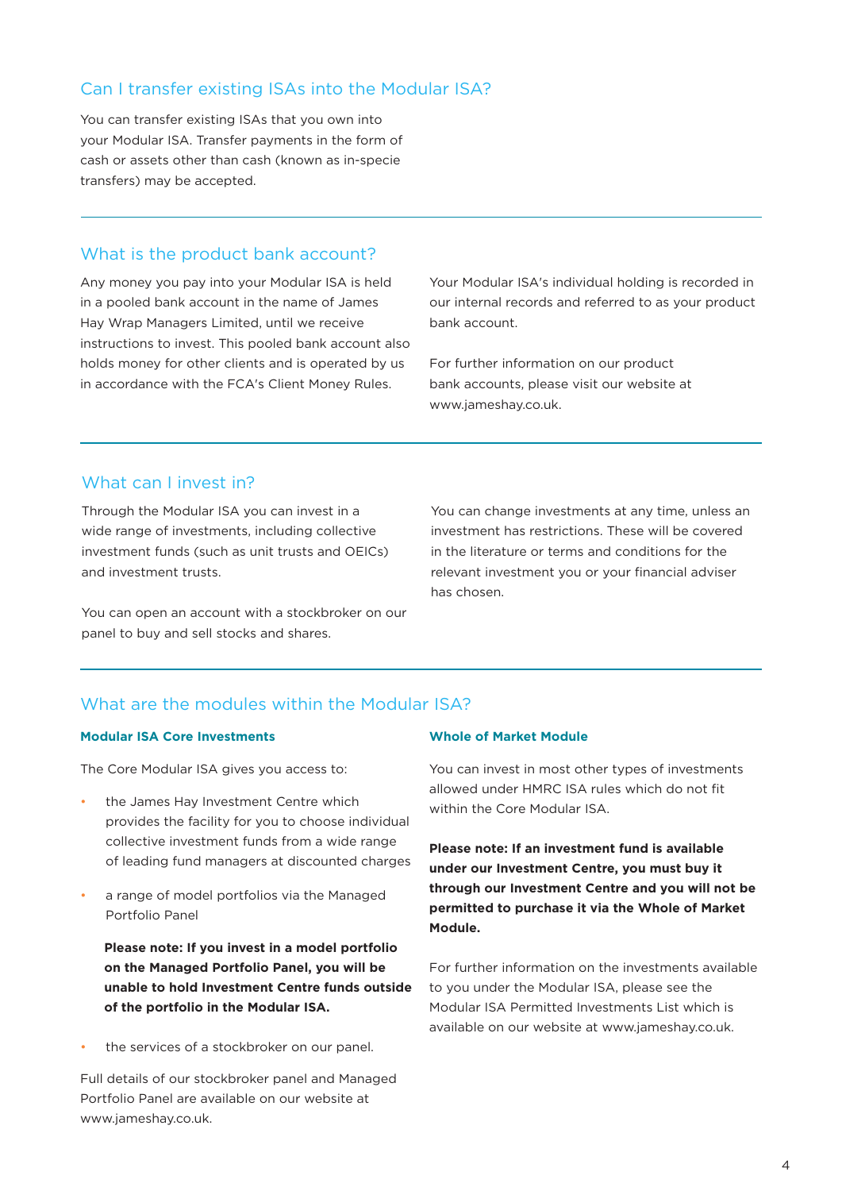## Can I transfer existing ISAs into the Modular ISA?

You can transfer existing ISAs that you own into your Modular ISA. Transfer payments in the form of cash or assets other than cash (known as in-specie transfers) may be accepted.

## What is the product bank account?

Any money you pay into your Modular ISA is held in a pooled bank account in the name of James Hay Wrap Managers Limited, until we receive instructions to invest. This pooled bank account also holds money for other clients and is operated by us in accordance with the FCA's Client Money Rules.

Your Modular ISA's individual holding is recorded in our internal records and referred to as your product bank account.

For further information on our product bank accounts, please visit our website at www.jameshay.co.uk.

## What can I invest in?

Through the Modular ISA you can invest in a wide range of investments, including collective investment funds (such as unit trusts and OEICs) and investment trusts.

You can open an account with a stockbroker on our panel to buy and sell stocks and shares.

You can change investments at any time, unless an investment has restrictions. These will be covered in the literature or terms and conditions for the relevant investment you or your financial adviser has chosen.

## What are the modules within the Modular ISA?

### Modular ISA Core Investments

The Core Modular ISA gives you access to:

- the James Hay Investment Centre which provides the facility for you to choose individual collective investment funds from a wide range of leading fund managers at discounted charges
- a range of model portfolios via the Managed Portfolio Panel

  **Please note: If you invest in a model portfolio on the Managed Portfolio Panel, you will be unable to hold Investment Centre funds outside of the portfolio in the Modular ISA.**

- the services of a stockbroker on our panel.

Full details of our stockbroker panel and Managed Portfolio Panel are available on our website at www.jameshay.co.uk.

### Whole of Market Module

You can invest in most other types of investments allowed under HMRC ISA rules which do not fit within the Core Modular ISA.

**Please note: If an investment fund is available under our Investment Centre, you must buy it through our Investment Centre and you will not be permitted to purchase it via the Whole of Market Module.**

For further information on the investments available to you under the Modular ISA, please see the Modular ISA Permitted Investments List which is available on our website at www.jameshay.co.uk.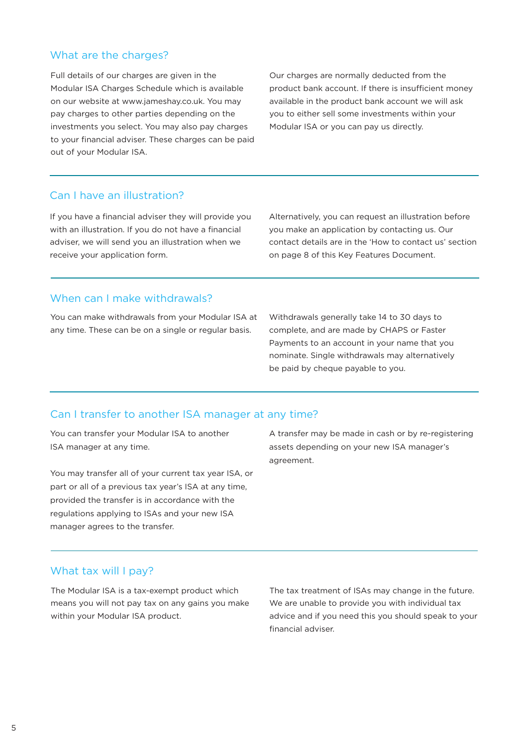## What are the charges?

Full details of our charges are given in the Modular ISA Charges Schedule which is available on our website at www.jameshay.co.uk. You may pay charges to other parties depending on the investments you select. You may also pay charges to your financial adviser. These charges can be paid out of your Modular ISA.

Our charges are normally deducted from the product bank account. If there is insufficient money available in the product bank account we will ask you to either sell some investments within your Modular ISA or you can pay us directly.

## Can I have an illustration?

If you have a financial adviser they will provide you with an illustration. If you do not have a financial adviser, we will send you an illustration when we receive your application form.

Alternatively, you can request an illustration before you make an application by contacting us. Our contact details are in the 'How to contact us' section on page 8 of this Key Features Document.

## When can I make withdrawals?

You can make withdrawals from your Modular ISA at any time. These can be on a single or regular basis.

Withdrawals generally take 14 to 30 days to complete, and are made by CHAPS or Faster Payments to an account in your name that you nominate. Single withdrawals may alternatively be paid by cheque payable to you.

## Can I transfer to another ISA manager at any time?

You can transfer your Modular ISA to another ISA manager at any time.

You may transfer all of your current tax year ISA, or part or all of a previous tax year's ISA at any time, provided the transfer is in accordance with the regulations applying to ISAs and your new ISA manager agrees to the transfer.

A transfer may be made in cash or by re-registering assets depending on your new ISA manager's agreement.

## What tax will I pay?

The Modular ISA is a tax-exempt product which means you will not pay tax on any gains you make within your Modular ISA product.

The tax treatment of ISAs may change in the future. We are unable to provide you with individual tax advice and if you need this you should speak to your financial adviser.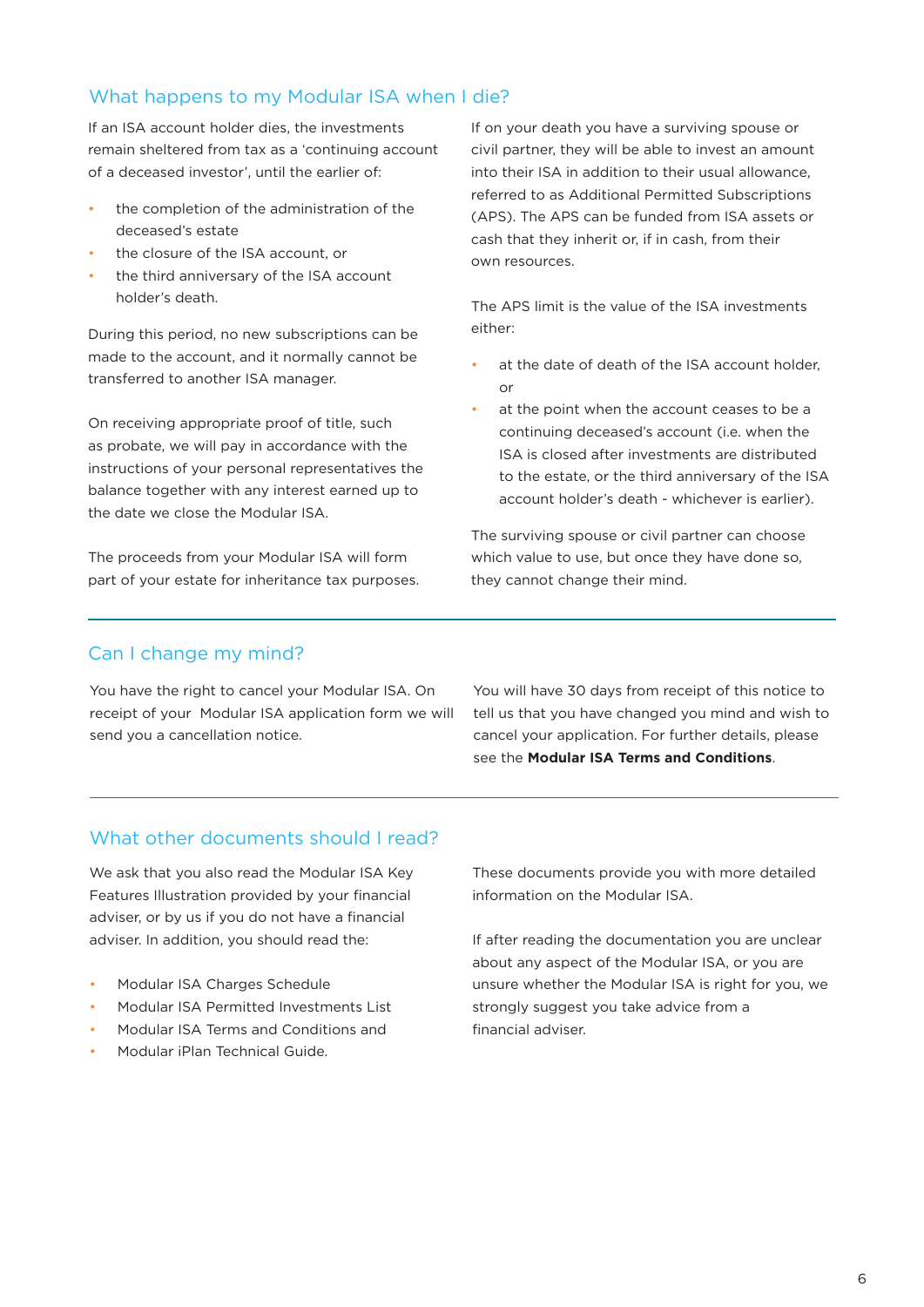## What happens to my Modular ISA when I die?

If an ISA account holder dies, the investments remain sheltered from tax as a 'continuing account of a deceased investor', until the earlier of:

- the completion of the administration of the deceased's estate
- the closure of the ISA account, or
- the third anniversary of the ISA account holder's death.

During this period, no new subscriptions can be made to the account, and it normally cannot be transferred to another ISA manager.

On receiving appropriate proof of title, such as probate, we will pay in accordance with the instructions of your personal representatives the balance together with any interest earned up to the date we close the Modular ISA.

The proceeds from your Modular ISA will form part of your estate for inheritance tax purposes.

If on your death you have a surviving spouse or civil partner, they will be able to invest an amount into their ISA in addition to their usual allowance, referred to as Additional Permitted Subscriptions (APS). The APS can be funded from ISA assets or cash that they inherit or, if in cash, from their own resources.

The APS limit is the value of the ISA investments either:

- at the date of death of the ISA account holder, or
- at the point when the account ceases to be a continuing deceased's account (i.e. when the ISA is closed after investments are distributed to the estate, or the third anniversary of the ISA account holder's death - whichever is earlier).

The surviving spouse or civil partner can choose which value to use, but once they have done so, they cannot change their mind.

## Can I change my mind?

You have the right to cancel your Modular ISA. On receipt of your Modular ISA application form we will send you a cancellation notice.

You will have 30 days from receipt of this notice to tell us that you have changed you mind and wish to cancel your application. For further details, please see the **Modular ISA Terms and Conditions**.

## What other documents should I read?

We ask that you also read the Modular ISA Key Features Illustration provided by your financial adviser, or by us if you do not have a financial adviser. In addition, you should read the:

- Modular ISA Charges Schedule
- Modular ISA Permitted Investments List
- Modular ISA Terms and Conditions and
- Modular iPlan Technical Guide.

These documents provide you with more detailed information on the Modular ISA.

If after reading the documentation you are unclear about any aspect of the Modular ISA, or you are unsure whether the Modular ISA is right for you, we strongly suggest you take advice from a financial adviser.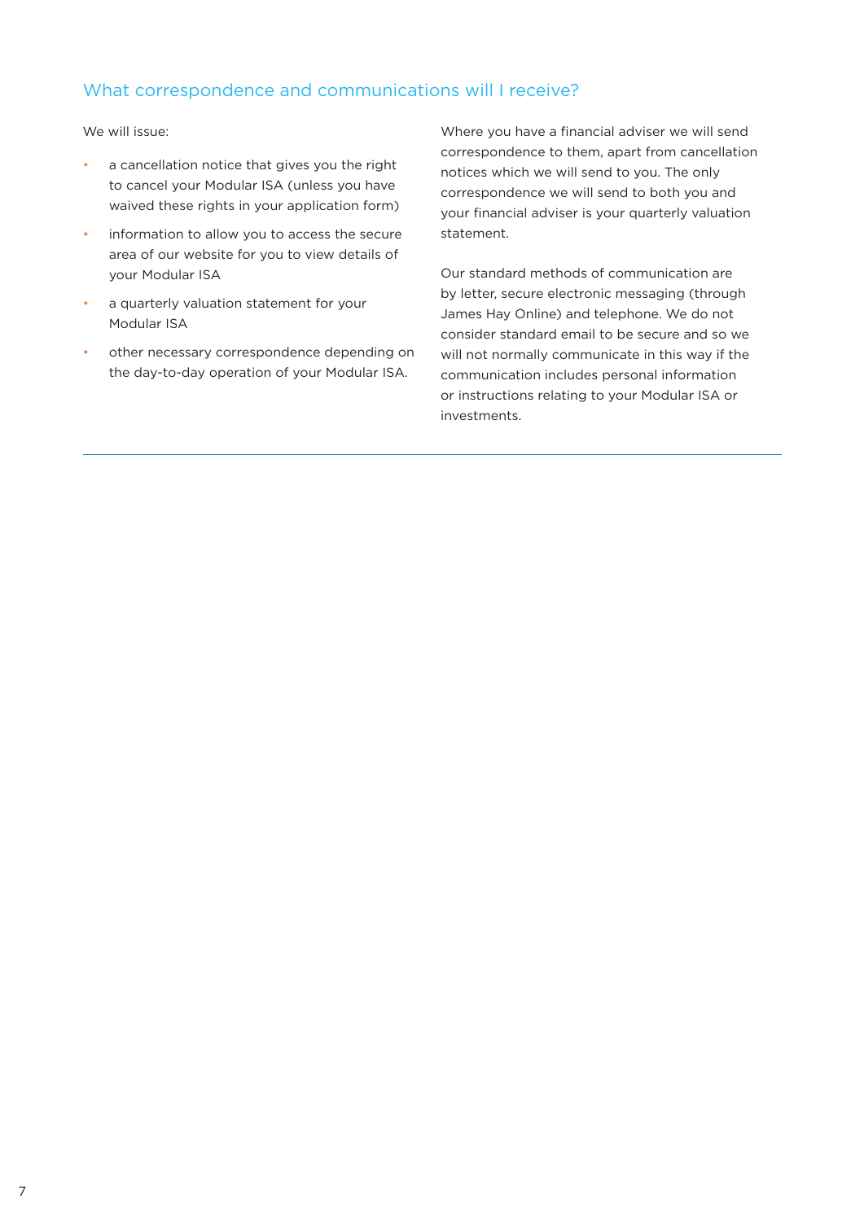## What correspondence and communications will I receive?

We will issue:

- a cancellation notice that gives you the right to cancel your Modular ISA (unless you have waived these rights in your application form)
- information to allow you to access the secure area of our website for you to view details of your Modular ISA
- a quarterly valuation statement for your Modular ISA
- other necessary correspondence depending on the day-to-day operation of your Modular ISA.

Where you have a financial adviser we will send correspondence to them, apart from cancellation notices which we will send to you. The only correspondence we will send to both you and your financial adviser is your quarterly valuation statement.

Our standard methods of communication are by letter, secure electronic messaging (through James Hay Online) and telephone. We do not consider standard email to be secure and so we will not normally communicate in this way if the communication includes personal information or instructions relating to your Modular ISA or investments.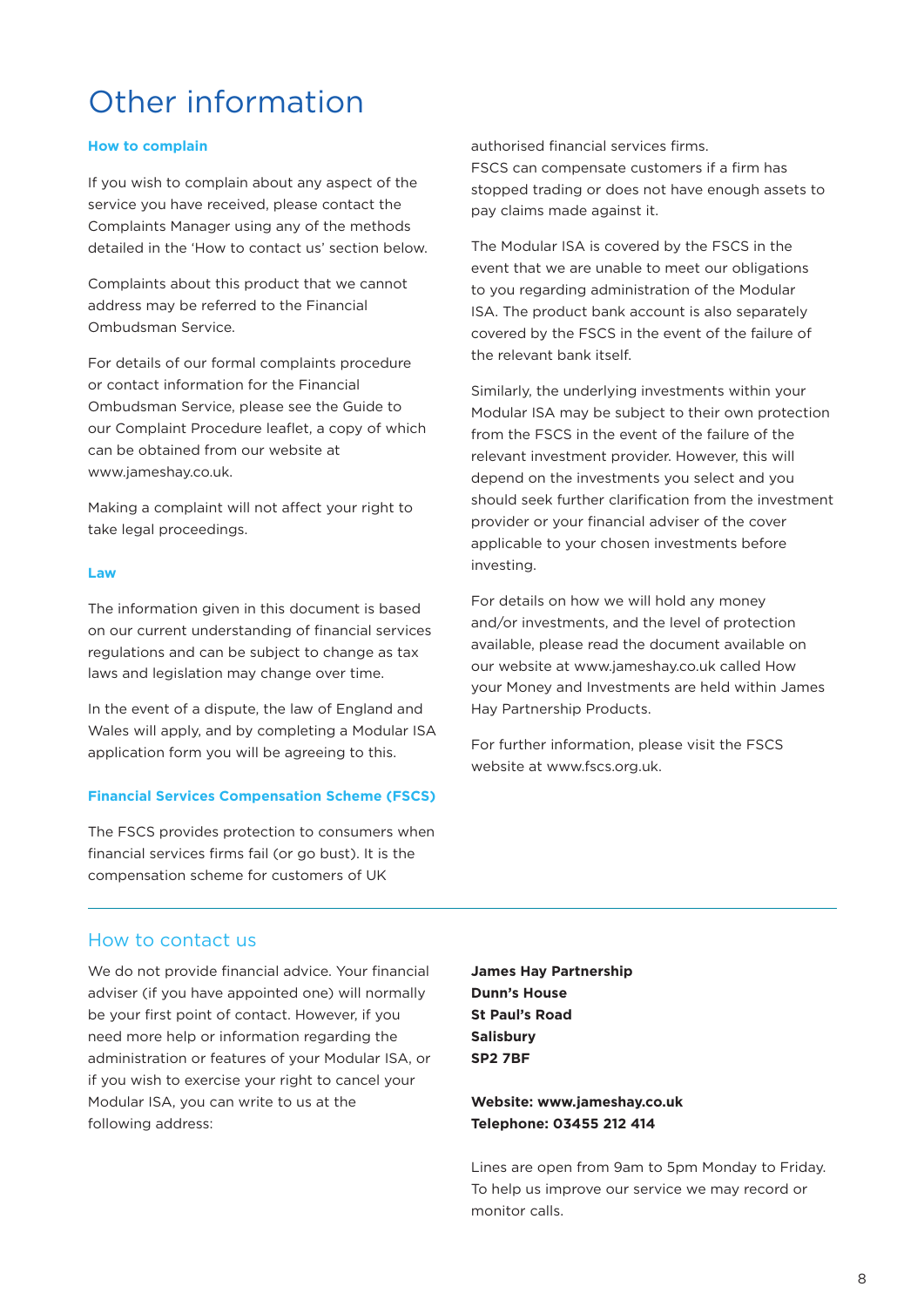# Other information

### How to complain

If you wish to complain about any aspect of the service you have received, please contact the Complaints Manager using any of the methods detailed in the 'How to contact us' section below.

Complaints about this product that we cannot address may be referred to the Financial Ombudsman Service.

For details of our formal complaints procedure or contact information for the Financial Ombudsman Service, please see the Guide to our Complaint Procedure leaflet, a copy of which can be obtained from our website at www.jameshay.co.uk.

Making a complaint will not affect your right to take legal proceedings.

### Law

The information given in this document is based on our current understanding of financial services regulations and can be subject to change as tax laws and legislation may change over time.

In the event of a dispute, the law of England and Wales will apply, and by completing a Modular ISA application form you will be agreeing to this.

### Financial Services Compensation Scheme (FSCS)

The FSCS provides protection to consumers when financial services firms fail (or go bust). It is the compensation scheme for customers of UK authorised financial services firms. FSCS can compensate customers if a firm has stopped trading or does not have enough assets to pay claims made against it.

The Modular ISA is covered by the FSCS in the event that we are unable to meet our obligations to you regarding administration of the Modular ISA. The product bank account is also separately covered by the FSCS in the event of the failure of the relevant bank itself.

Similarly, the underlying investments within your Modular ISA may be subject to their own protection from the FSCS in the event of the failure of the relevant investment provider. However, this will depend on the investments you select and you should seek further clarification from the investment provider or your financial adviser of the cover applicable to your chosen investments before investing.

For details on how we will hold any money and/or investments, and the level of protection available, please read the document available on our website at www.jameshay.co.uk called How your Money and Investments are held within James Hay Partnership Products.

For further information, please visit the FSCS website at www.fscs.org.uk.

## How to contact us

We do not provide financial advice. Your financial adviser (if you have appointed one) will normally be your first point of contact. However, if you need more help or information regarding the administration or features of your Modular ISA, or if you wish to exercise your right to cancel your Modular ISA, you can write to us at the following address:

**James Hay Partnership**
**Dunn's House**
**St Paul's Road**
**Salisbury**
**SP2 7BF**

**Website: www.jameshay.co.uk**
**Telephone: 03455 212 414**

Lines are open from 9am to 5pm Monday to Friday. To help us improve our service we may record or monitor calls.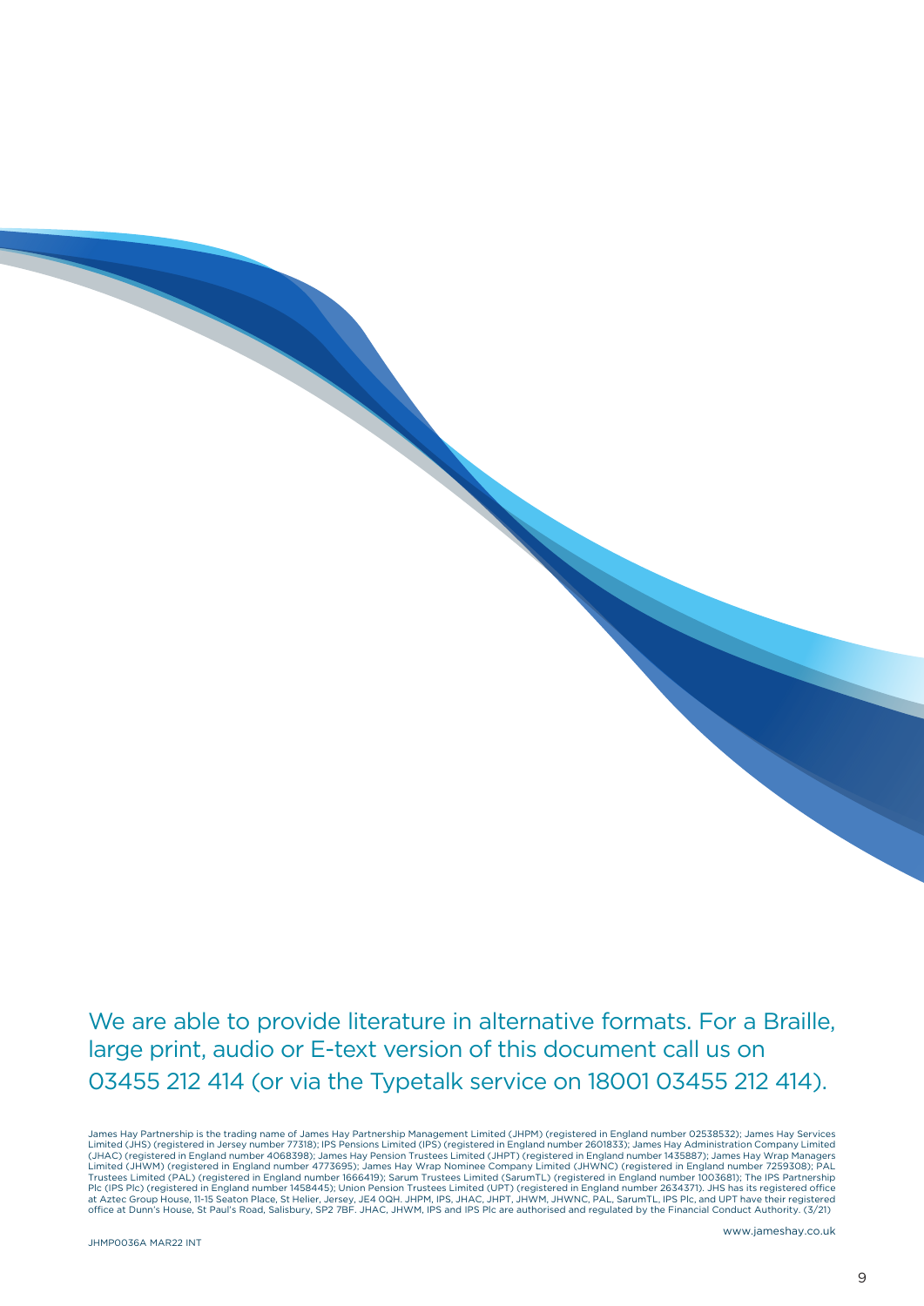We are able to provide literature in alternative formats. For a Braille, large print, audio or E-text version of this document call us on 03455 212 414 (or via the Typetalk service on 18001 03455 212 414).

James Hay Partnership is the trading name of James Hay Partnership Management Limited (JHPM) (registered in England number 02538532); James Hay Services Limited (JHS) (registered in Jersey number 77318); IPS Pensions Limited (IPS) (registered in England number 2601833); James Hay Administration Company Limited (JHAC) (registered in England number 4068398); James Hay Pension Trustees Limited (JHPT) (registered in England number 1435887); James Hay Wrap Managers Limited (JHWM) (registered in England number 4773695); James Hay Wrap Nominee Company Limited (JHWNC) (registered in England number 7259308); PAL Trustees Limited (PAL) (registered in England number 1666419); Sarum Trustees Limited (SarumTL) (registered in England number 1003681); The IPS Partnership Plc (IPS Plc) (registered in England number 1458445); Union Pension Trustees Limited (UPT) (registered in England number 2634371). JHS has its registered office at Aztec Group House, 11-15 Seaton Place, St Helier, Jersey, JE4 0QH. JHPM, IPS, JHAC, JHPT, JHWM, JHWNC, PAL, SarumTL, IPS Plc, and UPT have their registered office at Dunn's House, St Paul's Road, Salisbury, SP2 7BF. JHAC, JHWM, IPS and IPS Plc are authorised and regulated by the Financial Conduct Authority. (3/21)

www.jameshay.co.uk

JHMP0036A MAR22 INT